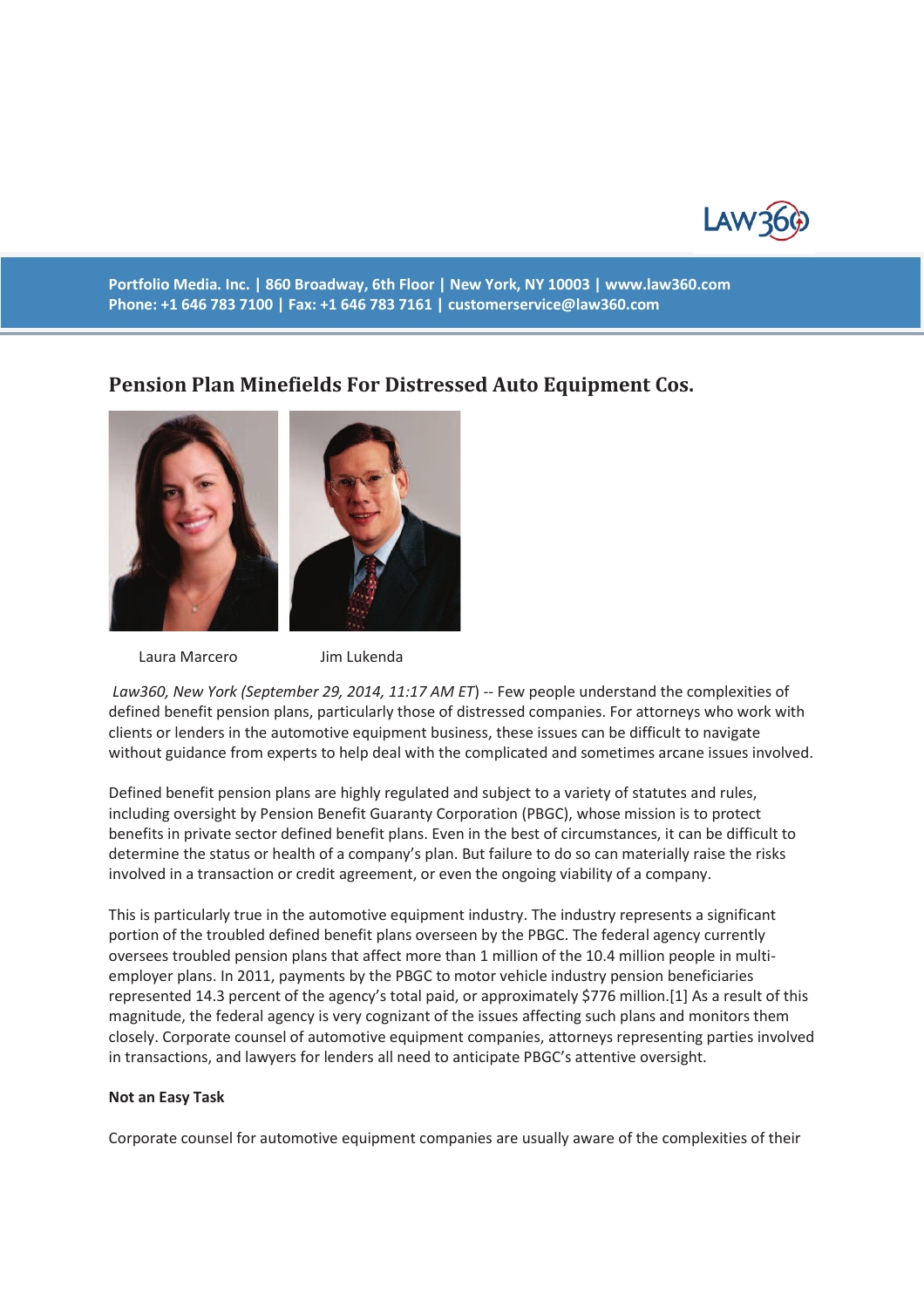Portfolio Media. Inc. | 860 Broadway, 6th Floor | New York, NY 10003 | www.law360.com
Phone: +1 646 783 7100 | Fax: +1 646 783 7161 | customerservice@law360.com

# Pension Plan Minefields For Distressed Auto Equipment Cos.

Laura Marcero Jim Lukenda

*Law360, New York (September 29, 2014, 11:17 AM ET)* -- Few people understand the complexities of defined benefit pension plans, particularly those of distressed companies. For attorneys who work with clients or lenders in the automotive equipment business, these issues can be difficult to navigate without guidance from experts to help deal with the complicated and sometimes arcane issues involved.

Defined benefit pension plans are highly regulated and subject to a variety of statutes and rules, including oversight by Pension Benefit Guaranty Corporation (PBGC), whose mission is to protect benefits in private sector defined benefit plans. Even in the best of circumstances, it can be difficult to determine the status or health of a company's plan. But failure to do so can materially raise the risks involved in a transaction or credit agreement, or even the ongoing viability of a company.

This is particularly true in the automotive equipment industry. The industry represents a significant portion of the troubled defined benefit plans overseen by the PBGC. The federal agency currently oversees troubled pension plans that affect more than 1 million of the 10.4 million people in multi-employer plans. In 2011, payments by the PBGC to motor vehicle industry pension beneficiaries represented 14.3 percent of the agency's total paid, or approximately $776 million.[1] As a result of this magnitude, the federal agency is very cognizant of the issues affecting such plans and monitors them closely. Corporate counsel of automotive equipment companies, attorneys representing parties involved in transactions, and lawyers for lenders all need to anticipate PBGC's attentive oversight.

**Not an Easy Task**

Corporate counsel for automotive equipment companies are usually aware of the complexities of their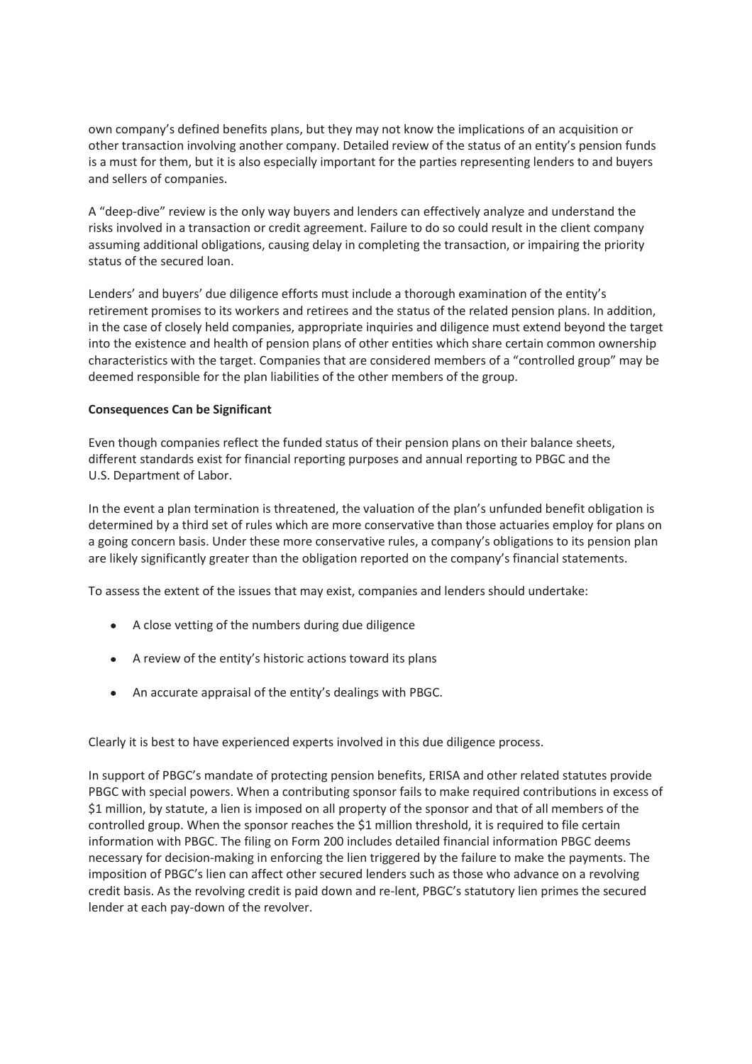own company's defined benefits plans, but they may not know the implications of an acquisition or other transaction involving another company. Detailed review of the status of an entity's pension funds is a must for them, but it is also especially important for the parties representing lenders to and buyers and sellers of companies.

A "deep-dive" review is the only way buyers and lenders can effectively analyze and understand the risks involved in a transaction or credit agreement. Failure to do so could result in the client company assuming additional obligations, causing delay in completing the transaction, or impairing the priority status of the secured loan.

Lenders' and buyers' due diligence efforts must include a thorough examination of the entity's retirement promises to its workers and retirees and the status of the related pension plans. In addition, in the case of closely held companies, appropriate inquiries and diligence must extend beyond the target into the existence and health of pension plans of other entities which share certain common ownership characteristics with the target. Companies that are considered members of a "controlled group" may be deemed responsible for the plan liabilities of the other members of the group.

**Consequences Can be Significant**

Even though companies reflect the funded status of their pension plans on their balance sheets, different standards exist for financial reporting purposes and annual reporting to PBGC and the U.S. Department of Labor.

In the event a plan termination is threatened, the valuation of the plan's unfunded benefit obligation is determined by a third set of rules which are more conservative than those actuaries employ for plans on a going concern basis. Under these more conservative rules, a company's obligations to its pension plan are likely significantly greater than the obligation reported on the company's financial statements.

To assess the extent of the issues that may exist, companies and lenders should undertake:

- A close vetting of the numbers during due diligence
- A review of the entity's historic actions toward its plans
- An accurate appraisal of the entity's dealings with PBGC.

Clearly it is best to have experienced experts involved in this due diligence process.

In support of PBGC's mandate of protecting pension benefits, ERISA and other related statutes provide PBGC with special powers. When a contributing sponsor fails to make required contributions in excess of $1 million, by statute, a lien is imposed on all property of the sponsor and that of all members of the controlled group. When the sponsor reaches the $1 million threshold, it is required to file certain information with PBGC. The filing on Form 200 includes detailed financial information PBGC deems necessary for decision-making in enforcing the lien triggered by the failure to make the payments. The imposition of PBGC's lien can affect other secured lenders such as those who advance on a revolving credit basis. As the revolving credit is paid down and re-lent, PBGC's statutory lien primes the secured lender at each pay-down of the revolver.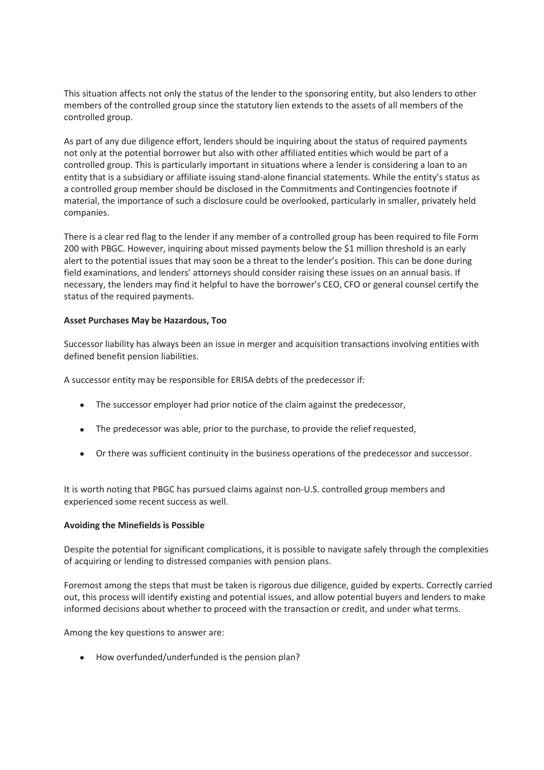This situation affects not only the status of the lender to the sponsoring entity, but also lenders to other members of the controlled group since the statutory lien extends to the assets of all members of the controlled group.

As part of any due diligence effort, lenders should be inquiring about the status of required payments not only at the potential borrower but also with other affiliated entities which would be part of a controlled group. This is particularly important in situations where a lender is considering a loan to an entity that is a subsidiary or affiliate issuing stand-alone financial statements. While the entity's status as a controlled group member should be disclosed in the Commitments and Contingencies footnote if material, the importance of such a disclosure could be overlooked, particularly in smaller, privately held companies.

There is a clear red flag to the lender if any member of a controlled group has been required to file Form 200 with PBGC. However, inquiring about missed payments below the $1 million threshold is an early alert to the potential issues that may soon be a threat to the lender's position. This can be done during field examinations, and lenders' attorneys should consider raising these issues on an annual basis. If necessary, the lenders may find it helpful to have the borrower's CEO, CFO or general counsel certify the status of the required payments.

**Asset Purchases May be Hazardous, Too**

Successor liability has always been an issue in merger and acquisition transactions involving entities with defined benefit pension liabilities.

A successor entity may be responsible for ERISA debts of the predecessor if:

- The successor employer had prior notice of the claim against the predecessor,
- The predecessor was able, prior to the purchase, to provide the relief requested,
- Or there was sufficient continuity in the business operations of the predecessor and successor.

It is worth noting that PBGC has pursued claims against non-U.S. controlled group members and experienced some recent success as well.

**Avoiding the Minefields is Possible**

Despite the potential for significant complications, it is possible to navigate safely through the complexities of acquiring or lending to distressed companies with pension plans.

Foremost among the steps that must be taken is rigorous due diligence, guided by experts. Correctly carried out, this process will identify existing and potential issues, and allow potential buyers and lenders to make informed decisions about whether to proceed with the transaction or credit, and under what terms.

Among the key questions to answer are:

- How overfunded/underfunded is the pension plan?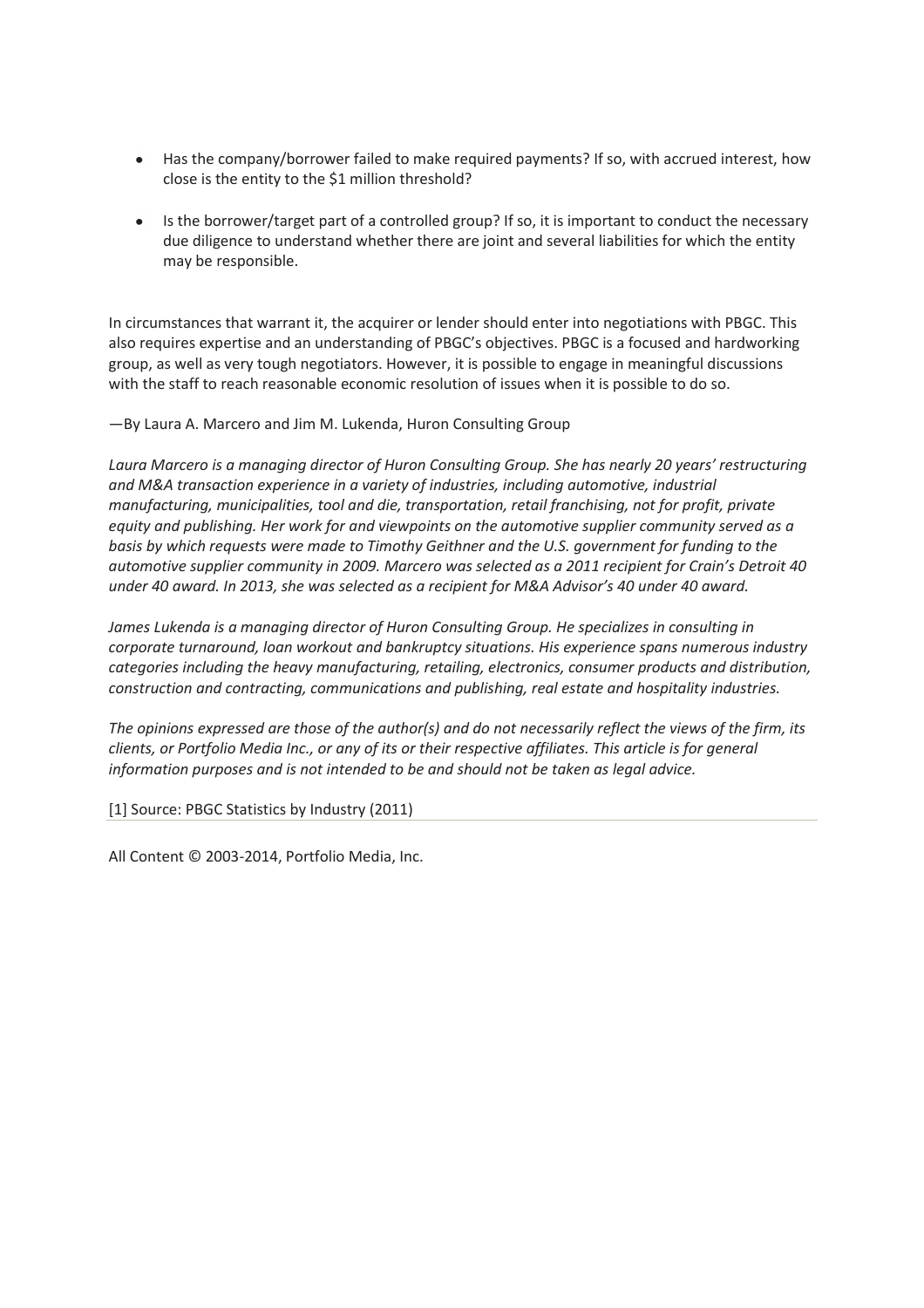- Has the company/borrower failed to make required payments? If so, with accrued interest, how close is the entity to the $1 million threshold?

- Is the borrower/target part of a controlled group? If so, it is important to conduct the necessary due diligence to understand whether there are joint and several liabilities for which the entity may be responsible.

In circumstances that warrant it, the acquirer or lender should enter into negotiations with PBGC. This also requires expertise and an understanding of PBGC's objectives. PBGC is a focused and hardworking group, as well as very tough negotiators. However, it is possible to engage in meaningful discussions with the staff to reach reasonable economic resolution of issues when it is possible to do so.

—By Laura A. Marcero and Jim M. Lukenda, Huron Consulting Group

*Laura Marcero is a managing director of Huron Consulting Group. She has nearly 20 years' restructuring and M&A transaction experience in a variety of industries, including automotive, industrial manufacturing, municipalities, tool and die, transportation, retail franchising, not for profit, private equity and publishing. Her work for and viewpoints on the automotive supplier community served as a basis by which requests were made to Timothy Geithner and the U.S. government for funding to the automotive supplier community in 2009. Marcero was selected as a 2011 recipient for Crain's Detroit 40 under 40 award. In 2013, she was selected as a recipient for M&A Advisor's 40 under 40 award.*

*James Lukenda is a managing director of Huron Consulting Group. He specializes in consulting in corporate turnaround, loan workout and bankruptcy situations. His experience spans numerous industry categories including the heavy manufacturing, retailing, electronics, consumer products and distribution, construction and contracting, communications and publishing, real estate and hospitality industries.*

*The opinions expressed are those of the author(s) and do not necessarily reflect the views of the firm, its clients, or Portfolio Media Inc., or any of its or their respective affiliates. This article is for general information purposes and is not intended to be and should not be taken as legal advice.*

[1] Source: PBGC Statistics by Industry (2011)

All Content © 2003-2014, Portfolio Media, Inc.